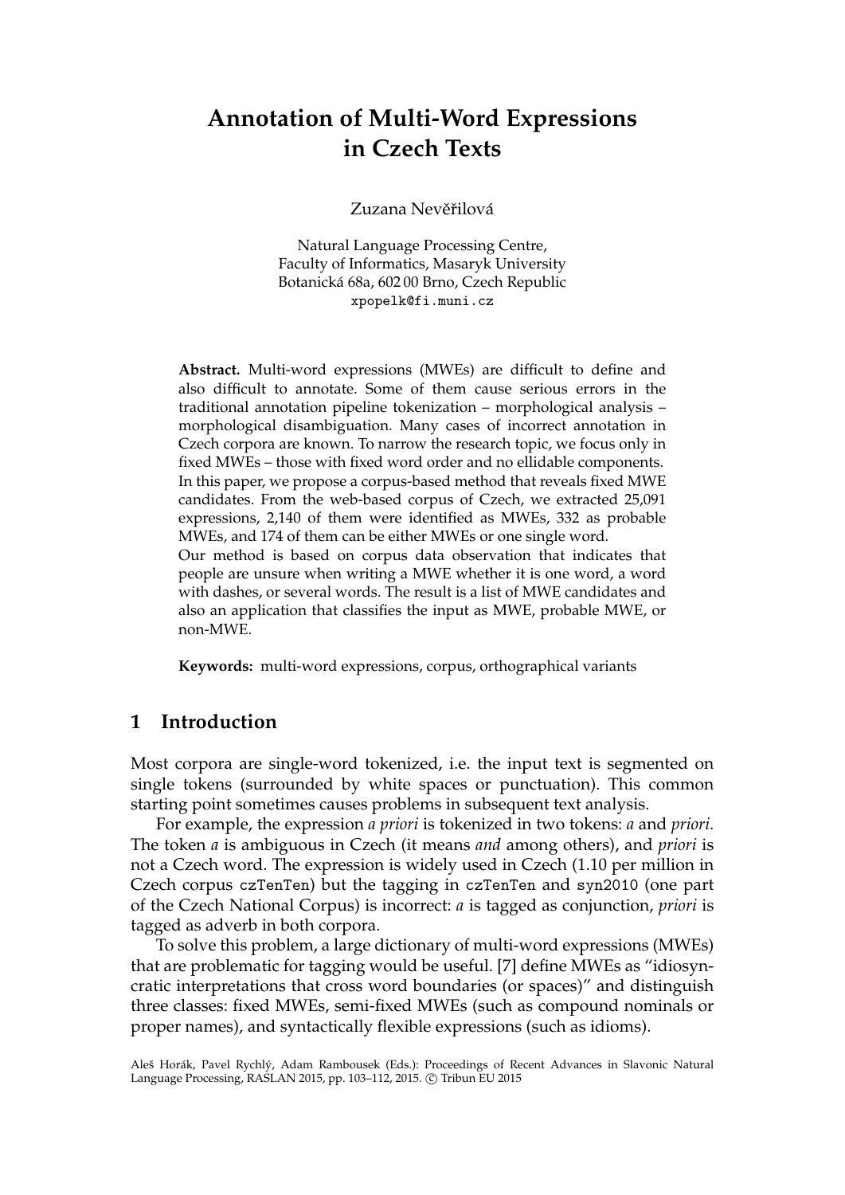# Annotation of Multi-Word Expressions in Czech Texts

Zuzana Nevěřilová

Natural Language Processing Centre,
Faculty of Informatics, Masaryk University
Botanická 68a, 602 00 Brno, Czech Republic
`xpopelk@fi.muni.cz`

**Abstract.** Multi-word expressions (MWEs) are difficult to define and also difficult to annotate. Some of them cause serious errors in the traditional annotation pipeline tokenization – morphological analysis – morphological disambiguation. Many cases of incorrect annotation in Czech corpora are known. To narrow the research topic, we focus only in fixed MWEs – those with fixed word order and no ellidable components. In this paper, we propose a corpus-based method that reveals fixed MWE candidates. From the web-based corpus of Czech, we extracted 25,091 expressions, 2,140 of them were identified as MWEs, 332 as probable MWEs, and 174 of them can be either MWEs or one single word.

Our method is based on corpus data observation that indicates that people are unsure when writing a MWE whether it is one word, a word with dashes, or several words. The result is a list of MWE candidates and also an application that classifies the input as MWE, probable MWE, or non-MWE.

**Keywords:** multi-word expressions, corpus, orthographical variants

## 1 Introduction

Most corpora are single-word tokenized, i.e. the input text is segmented on single tokens (surrounded by white spaces or punctuation). This common starting point sometimes causes problems in subsequent text analysis.

For example, the expression *a priori* is tokenized in two tokens: *a* and *priori*. The token *a* is ambiguous in Czech (it means *and* among others), and *priori* is not a Czech word. The expression is widely used in Czech (1.10 per million in Czech corpus `czTenTen`) but the tagging in `czTenTen` and `syn2010` (one part of the Czech National Corpus) is incorrect: *a* is tagged as conjunction, *priori* is tagged as adverb in both corpora.

To solve this problem, a large dictionary of multi-word expressions (MWEs) that are problematic for tagging would be useful. [7] define MWEs as "idiosyncratic interpretations that cross word boundaries (or spaces)" and distinguish three classes: fixed MWEs, semi-fixed MWEs (such as compound nominals or proper names), and syntactically flexible expressions (such as idioms).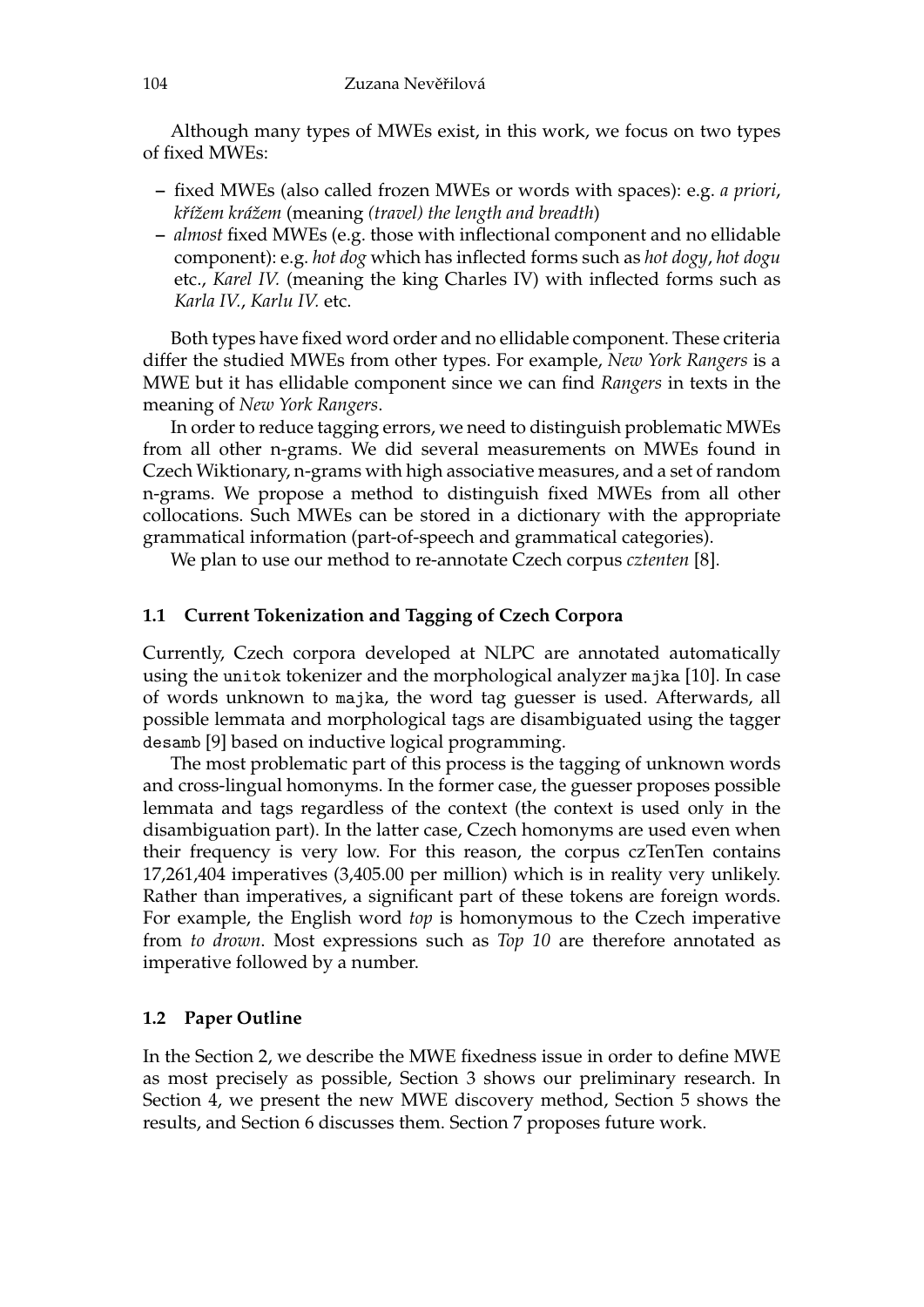Although many types of MWEs exist, in this work, we focus on two types of fixed MWEs:

- fixed MWEs (also called frozen MWEs or words with spaces): e.g. *a priori*, *křížem krážem* (meaning *(travel) the length and breadth*)
- *almost* fixed MWEs (e.g. those with inflectional component and no ellidable component): e.g. *hot dog* which has inflected forms such as *hot dogy*, *hot dogu* etc., *Karel IV.* (meaning the king Charles IV) with inflected forms such as *Karla IV.*, *Karlu IV.* etc.

Both types have fixed word order and no ellidable component. These criteria differ the studied MWEs from other types. For example, *New York Rangers* is a MWE but it has ellidable component since we can find *Rangers* in texts in the meaning of *New York Rangers*.

In order to reduce tagging errors, we need to distinguish problematic MWEs from all other n-grams. We did several measurements on MWEs found in Czech Wiktionary, n-grams with high associative measures, and a set of random n-grams. We propose a method to distinguish fixed MWEs from all other collocations. Such MWEs can be stored in a dictionary with the appropriate grammatical information (part-of-speech and grammatical categories).

We plan to use our method to re-annotate Czech corpus *cztenten* [8].

### 1.1 Current Tokenization and Tagging of Czech Corpora

Currently, Czech corpora developed at NLPC are annotated automatically using the `unitok` tokenizer and the morphological analyzer `majka` [10]. In case of words unknown to `majka`, the word tag guesser is used. Afterwards, all possible lemmata and morphological tags are disambiguated using the tagger `desamb` [9] based on inductive logical programming.

The most problematic part of this process is the tagging of unknown words and cross-lingual homonyms. In the former case, the guesser proposes possible lemmata and tags regardless of the context (the context is used only in the disambiguation part). In the latter case, Czech homonyms are used even when their frequency is very low. For this reason, the corpus czTenTen contains 17,261,404 imperatives (3,405.00 per million) which is in reality very unlikely. Rather than imperatives, a significant part of these tokens are foreign words. For example, the English word *top* is homonymous to the Czech imperative from *to drown*. Most expressions such as *Top 10* are therefore annotated as imperative followed by a number.

### 1.2 Paper Outline

In the Section 2, we describe the MWE fixedness issue in order to define MWE as most precisely as possible, Section 3 shows our preliminary research. In Section 4, we present the new MWE discovery method, Section 5 shows the results, and Section 6 discusses them. Section 7 proposes future work.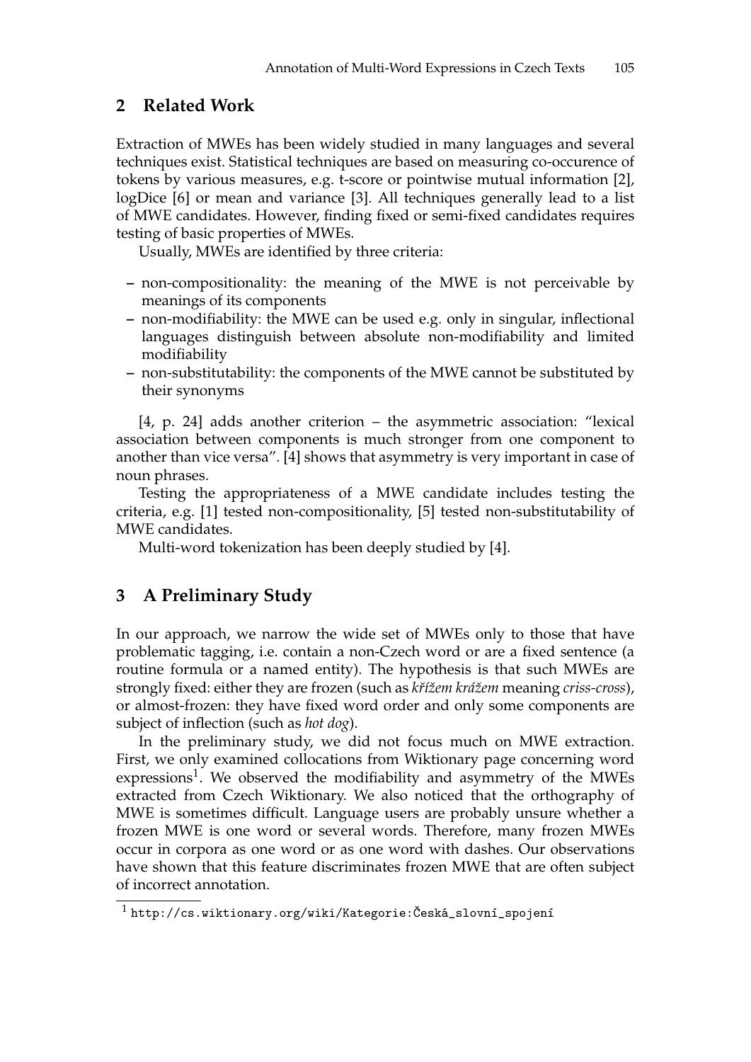## 2 Related Work

Extraction of MWEs has been widely studied in many languages and several techniques exist. Statistical techniques are based on measuring co-occurence of tokens by various measures, e.g. t-score or pointwise mutual information [2], logDice [6] or mean and variance [3]. All techniques generally lead to a list of MWE candidates. However, finding fixed or semi-fixed candidates requires testing of basic properties of MWEs.

Usually, MWEs are identified by three criteria:

- non-compositionality: the meaning of the MWE is not perceivable by meanings of its components
- non-modifiability: the MWE can be used e.g. only in singular, inflectional languages distinguish between absolute non-modifiability and limited modifiability
- non-substitutability: the components of the MWE cannot be substituted by their synonyms

[4, p. 24] adds another criterion – the asymmetric association: "lexical association between components is much stronger from one component to another than vice versa". [4] shows that asymmetry is very important in case of noun phrases.

Testing the appropriateness of a MWE candidate includes testing the criteria, e.g. [1] tested non-compositionality, [5] tested non-substitutability of MWE candidates.

Multi-word tokenization has been deeply studied by [4].

## 3 A Preliminary Study

In our approach, we narrow the wide set of MWEs only to those that have problematic tagging, i.e. contain a non-Czech word or are a fixed sentence (a routine formula or a named entity). The hypothesis is that such MWEs are strongly fixed: either they are frozen (such as *křížem krážem* meaning *criss-cross*), or almost-frozen: they have fixed word order and only some components are subject of inflection (such as *hot dog*).

In the preliminary study, we did not focus much on MWE extraction. First, we only examined collocations from Wiktionary page concerning word expressions[1]. We observed the modifiability and asymmetry of the MWEs extracted from Czech Wiktionary. We also noticed that the orthography of MWE is sometimes difficult. Language users are probably unsure whether a frozen MWE is one word or several words. Therefore, many frozen MWEs occur in corpora as one word or as one word with dashes. Our observations have shown that this feature discriminates frozen MWE that are often subject of incorrect annotation.

[1] http://cs.wiktionary.org/wiki/Kategorie:Česká_slovní_spojení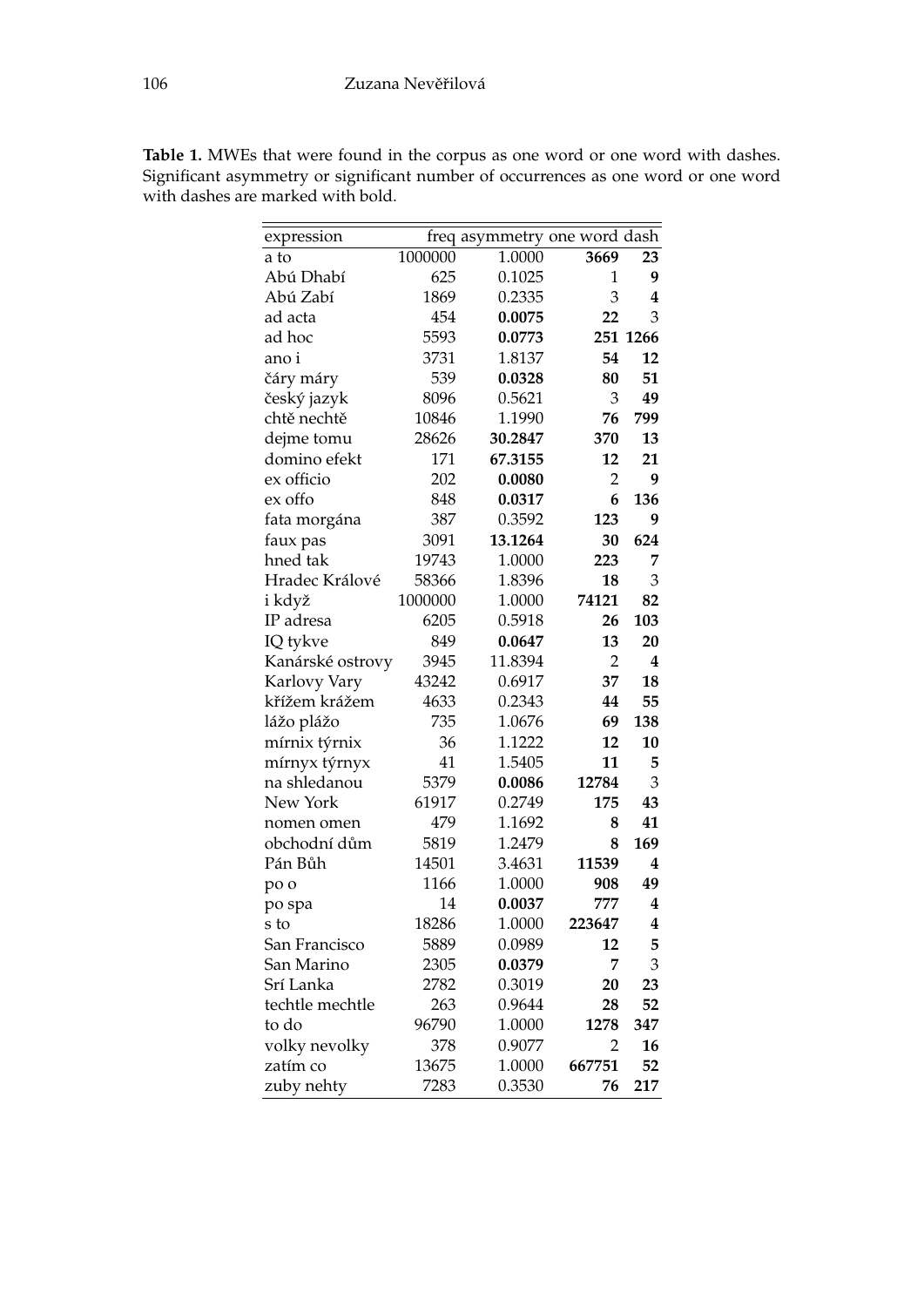**Table 1.** MWEs that were found in the corpus as one word or one word with dashes. Significant asymmetry or significant number of occurrences as one word or one word with dashes are marked with bold.

| expression | freq | asymmetry | one word | dash |
|---|---|---|---|---|
| a to | 1000000 | 1.0000 | **3669** | **23** |
| Abú Dhabí | 625 | 0.1025 | 1 | **9** |
| Abú Zabí | 1869 | 0.2335 | 3 | **4** |
| ad acta | 454 | **0.0075** | **22** | 3 |
| ad hoc | 5593 | **0.0773** | **251** | **1266** |
| ano i | 3731 | 1.8137 | **54** | **12** |
| čáry máry | 539 | **0.0328** | **80** | **51** |
| český jazyk | 8096 | 0.5621 | 3 | **49** |
| chtě nechtě | 10846 | 1.1990 | **76** | **799** |
| dejme tomu | 28626 | **30.2847** | **370** | **13** |
| domino efekt | 171 | **67.3155** | **12** | **21** |
| ex officio | 202 | **0.0080** | 2 | **9** |
| ex offo | 848 | **0.0317** | **6** | **136** |
| fata morgána | 387 | 0.3592 | **123** | **9** |
| faux pas | 3091 | **13.1264** | **30** | **624** |
| hned tak | 19743 | 1.0000 | **223** | **7** |
| Hradec Králové | 58366 | 1.8396 | **18** | 3 |
| i když | 1000000 | 1.0000 | **74121** | **82** |
| IP adresa | 6205 | 0.5918 | **26** | **103** |
| IQ tykve | 849 | **0.0647** | **13** | **20** |
| Kanárské ostrovy | 3945 | 11.8394 | 2 | **4** |
| Karlovy Vary | 43242 | 0.6917 | **37** | **18** |
| křížem krážem | 4633 | 0.2343 | **44** | **55** |
| lážo plážo | 735 | 1.0676 | **69** | **138** |
| mírnix týrnix | 36 | 1.1222 | **12** | **10** |
| mírnyx týrnyx | 41 | 1.5405 | **11** | **5** |
| na shledanou | 5379 | **0.0086** | **12784** | 3 |
| New York | 61917 | 0.2749 | **175** | **43** |
| nomen omen | 479 | 1.1692 | **8** | **41** |
| obchodní dům | 5819 | 1.2479 | **8** | **169** |
| Pán Bůh | 14501 | 3.4631 | **11539** | **4** |
| po o | 1166 | 1.0000 | **908** | **49** |
| po spa | 14 | **0.0037** | **777** | **4** |
| s to | 18286 | 1.0000 | **223647** | **4** |
| San Francisco | 5889 | 0.0989 | **12** | **5** |
| San Marino | 2305 | **0.0379** | **7** | 3 |
| Srí Lanka | 2782 | 0.3019 | **20** | **23** |
| techtle mechtle | 263 | 0.9644 | **28** | **52** |
| to do | 96790 | 1.0000 | **1278** | **347** |
| volky nevolky | 378 | 0.9077 | 2 | **16** |
| zatím co | 13675 | 1.0000 | **667751** | **52** |
| zuby nehty | 7283 | 0.3530 | **76** | **217** |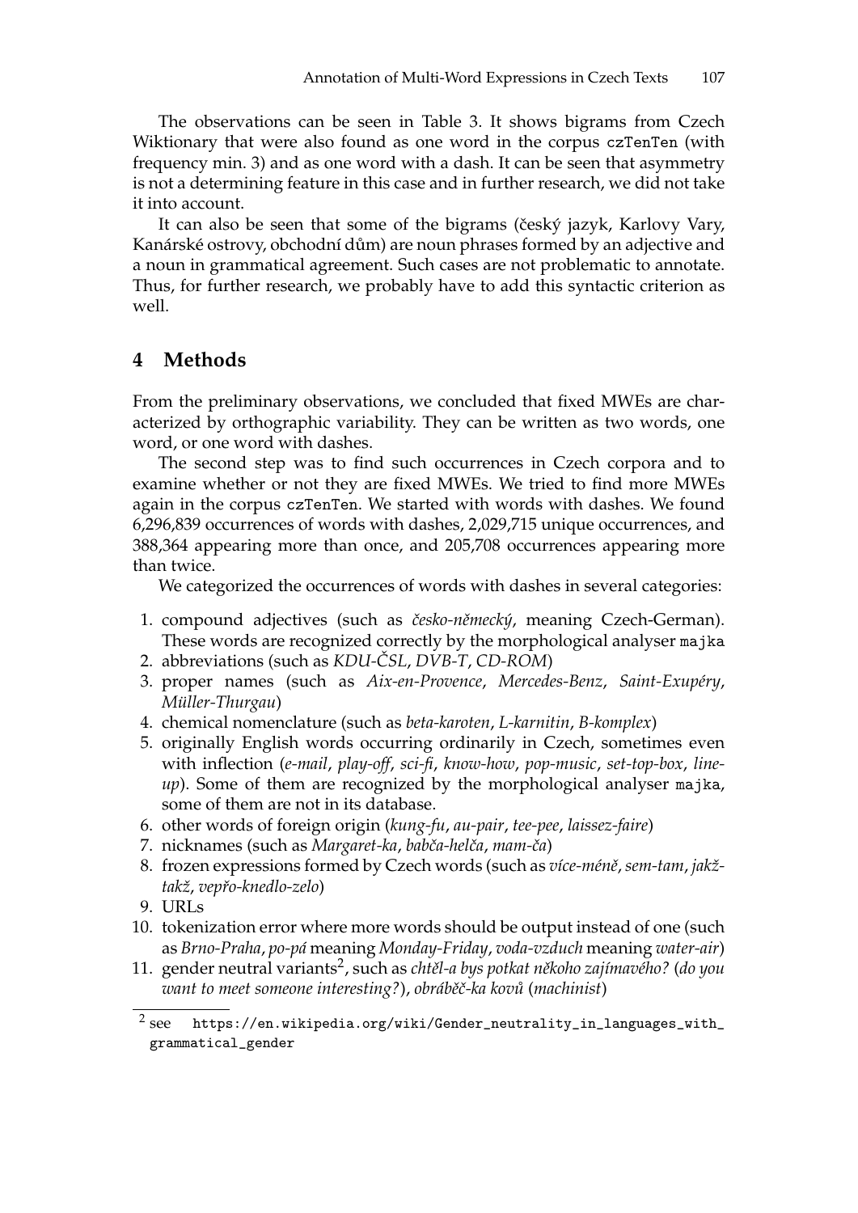The observations can be seen in Table 3. It shows bigrams from Czech Wiktionary that were also found as one word in the corpus `czTenTen` (with frequency min. 3) and as one word with a dash. It can be seen that asymmetry is not a determining feature in this case and in further research, we did not take it into account.

It can also be seen that some of the bigrams (český jazyk, Karlovy Vary, Kanárské ostrovy, obchodní dům) are noun phrases formed by an adjective and a noun in grammatical agreement. Such cases are not problematic to annotate. Thus, for further research, we probably have to add this syntactic criterion as well.

## 4 Methods

From the preliminary observations, we concluded that fixed MWEs are characterized by orthographic variability. They can be written as two words, one word, or one word with dashes.

The second step was to find such occurrences in Czech corpora and to examine whether or not they are fixed MWEs. We tried to find more MWEs again in the corpus `czTenTen`. We started with words with dashes. We found 6,296,839 occurrences of words with dashes, 2,029,715 unique occurrences, and 388,364 appearing more than once, and 205,708 occurrences appearing more than twice.

We categorized the occurrences of words with dashes in several categories:

1. compound adjectives (such as *česko-německý*, meaning Czech-German). These words are recognized correctly by the morphological analyser `majka`
2. abbreviations (such as *KDU-ČSL*, *DVB-T*, *CD-ROM*)
3. proper names (such as *Aix-en-Provence*, *Mercedes-Benz*, *Saint-Exupéry*, *Müller-Thurgau*)
4. chemical nomenclature (such as *beta-karoten*, *L-karnitin*, *B-komplex*)
5. originally English words occurring ordinarily in Czech, sometimes even with inflection (*e-mail*, *play-off*, *sci-fi*, *know-how*, *pop-music*, *set-top-box*, *line-up*). Some of them are recognized by the morphological analyser `majka`, some of them are not in its database.
6. other words of foreign origin (*kung-fu*, *au-pair*, *tee-pee*, *laissez-faire*)
7. nicknames (such as *Margaret-ka*, *babča-helča*, *mam-ča*)
8. frozen expressions formed by Czech words (such as *více-méně*, *sem-tam*, *jakž-takž*, *vepřo-knedlo-zelo*)
9. URLs
10. tokenization error where more words should be output instead of one (such as *Brno-Praha*, *po-pá* meaning *Monday-Friday*, *voda-vzduch* meaning *water-air*)
11. gender neutral variants[2], such as *chtěl-a bys potkat někoho zajímavého?* (*do you want to meet someone interesting?*), *obráběč-ka kovů* (*machinist*)

[2] see https://en.wikipedia.org/wiki/Gender_neutrality_in_languages_with_grammatical_gender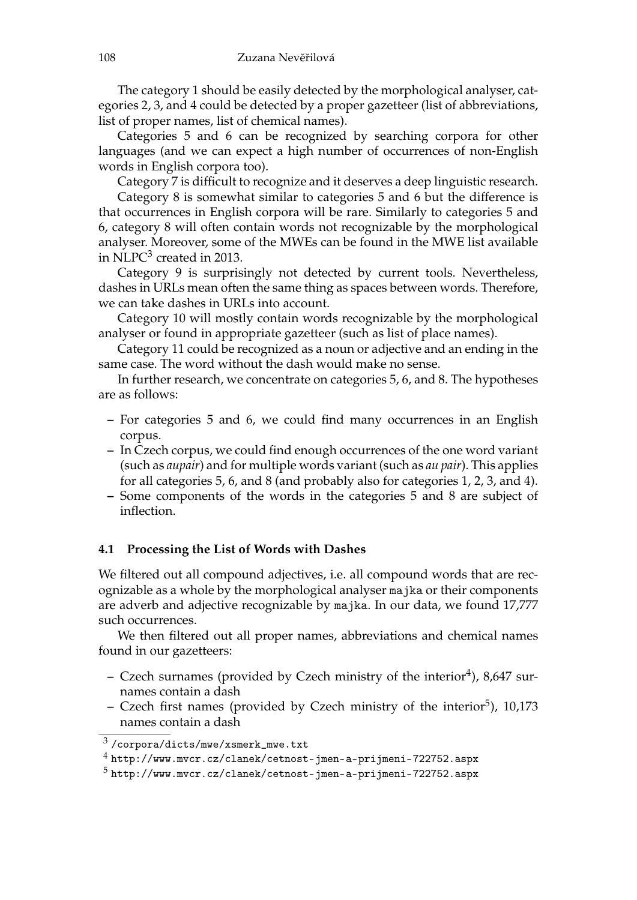The category 1 should be easily detected by the morphological analyser, categories 2, 3, and 4 could be detected by a proper gazetteer (list of abbreviations, list of proper names, list of chemical names).

Categories 5 and 6 can be recognized by searching corpora for other languages (and we can expect a high number of occurrences of non-English words in English corpora too).

Category 7 is difficult to recognize and it deserves a deep linguistic research.

Category 8 is somewhat similar to categories 5 and 6 but the difference is that occurrences in English corpora will be rare. Similarly to categories 5 and 6, category 8 will often contain words not recognizable by the morphological analyser. Moreover, some of the MWEs can be found in the MWE list available in NLPC[3] created in 2013.

Category 9 is surprisingly not detected by current tools. Nevertheless, dashes in URLs mean often the same thing as spaces between words. Therefore, we can take dashes in URLs into account.

Category 10 will mostly contain words recognizable by the morphological analyser or found in appropriate gazetteer (such as list of place names).

Category 11 could be recognized as a noun or adjective and an ending in the same case. The word without the dash would make no sense.

In further research, we concentrate on categories 5, 6, and 8. The hypotheses are as follows:

- For categories 5 and 6, we could find many occurrences in an English corpus.
- In Czech corpus, we could find enough occurrences of the one word variant (such as *aupair*) and for multiple words variant (such as *au pair*). This applies for all categories 5, 6, and 8 (and probably also for categories 1, 2, 3, and 4).
- Some components of the words in the categories 5 and 8 are subject of inflection.

### 4.1 Processing the List of Words with Dashes

We filtered out all compound adjectives, i.e. all compound words that are recognizable as a whole by the morphological analyser `majka` or their components are adverb and adjective recognizable by `majka`. In our data, we found 17,777 such occurrences.

We then filtered out all proper names, abbreviations and chemical names found in our gazetteers:

- Czech surnames (provided by Czech ministry of the interior[4]), 8,647 surnames contain a dash
- Czech first names (provided by Czech ministry of the interior[5]), 10,173 names contain a dash

[3] `/corpora/dicts/mwe/xsmerk_mwe.txt`

[4] `http://www.mvcr.cz/clanek/cetnost-jmen-a-prijmeni-722752.aspx`

[5] `http://www.mvcr.cz/clanek/cetnost-jmen-a-prijmeni-722752.aspx`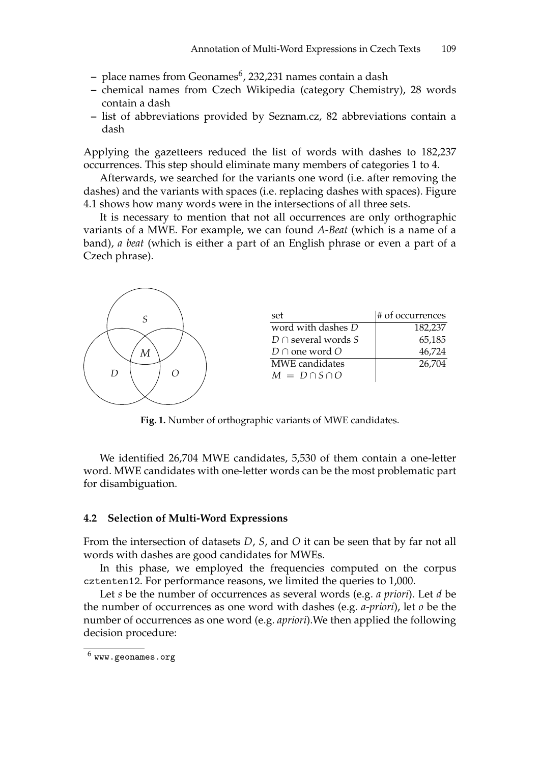- place names from Geonames[6], 232,231 names contain a dash
- chemical names from Czech Wikipedia (category Chemistry), 28 words contain a dash
- list of abbreviations provided by Seznam.cz, 82 abbreviations contain a dash

Applying the gazetteers reduced the list of words with dashes to 182,237 occurrences. This step should eliminate many members of categories 1 to 4.

Afterwards, we searched for the variants one word (i.e. after removing the dashes) and the variants with spaces (i.e. replacing dashes with spaces). Figure 4.1 shows how many words were in the intersections of all three sets.

It is necessary to mention that not all occurrences are only orthographic variants of a MWE. For example, we can found *A-Beat* (which is a name of a band), *a beat* (which is either a part of an English phrase or even a part of a Czech phrase).

| set | # of occurrences |
|---|---|
| word with dashes $D$ | 182,237 |
| $D \cap$ several words $S$ | 65,185 |
| $D \cap$ one word $O$ | 46,724 |
| MWE candidates $M = D \cap S \cap O$ | 26,704 |

**Fig. 1.** Number of orthographic variants of MWE candidates.

We identified 26,704 MWE candidates, 5,530 of them contain a one-letter word. MWE candidates with one-letter words can be the most problematic part for disambiguation.

### 4.2 Selection of Multi-Word Expressions

From the intersection of datasets $D$, $S$, and $O$ it can be seen that by far not all words with dashes are good candidates for MWEs.

In this phase, we employed the frequencies computed on the corpus `cztenten12`. For performance reasons, we limited the queries to 1,000.

Let $s$ be the number of occurrences as several words (e.g. *a priori*). Let $d$ be the number of occurrences as one word with dashes (e.g. *a-priori*), let $o$ be the number of occurrences as one word (e.g. *apriori*).We then applied the following decision procedure:

[6] www.geonames.org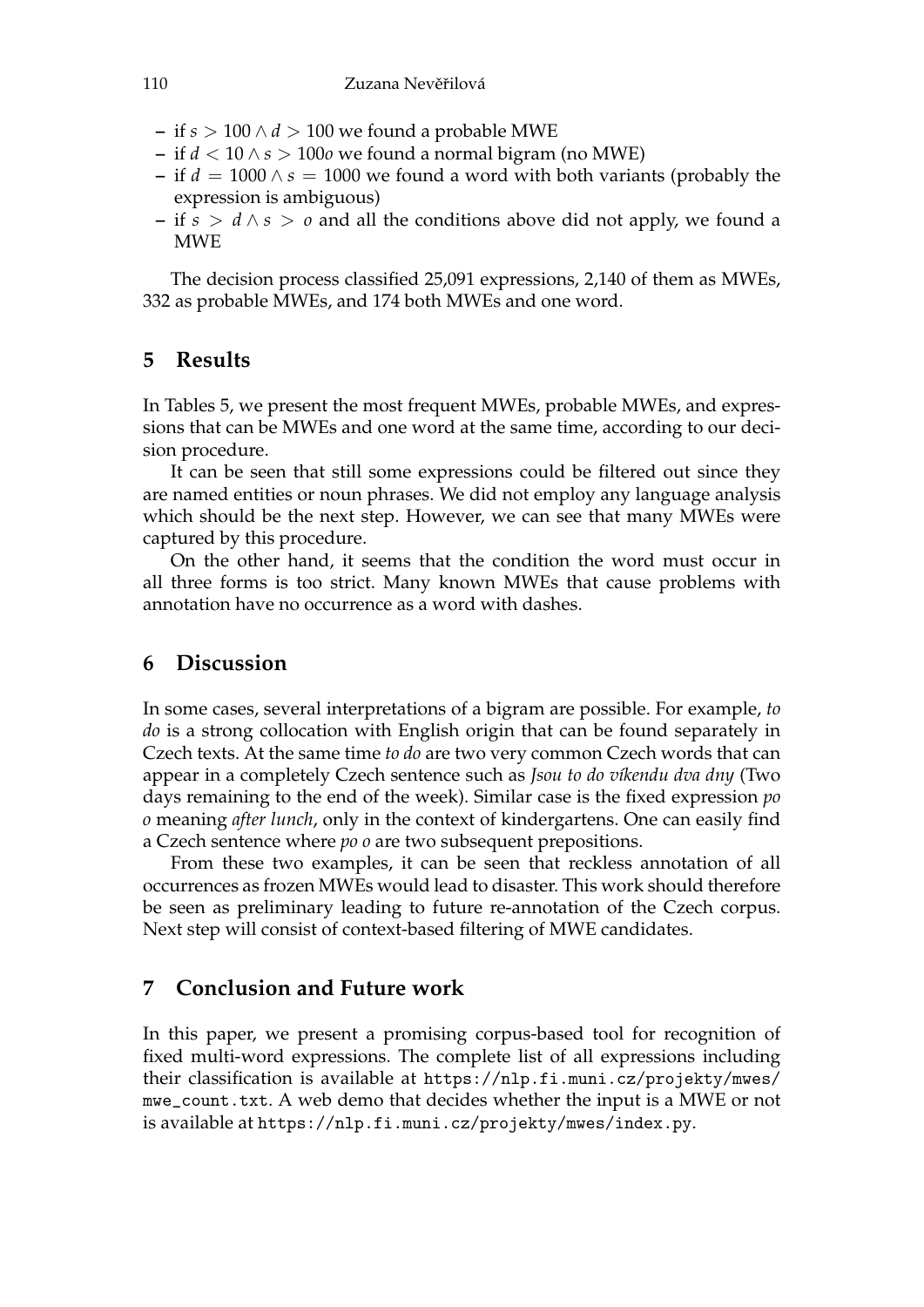- if $s > 100 \wedge d > 100$ we found a probable MWE
- if $d < 10 \wedge s > 100o$ we found a normal bigram (no MWE)
- if $d = 1000 \wedge s = 1000$ we found a word with both variants (probably the expression is ambiguous)
- if $s > d \wedge s > o$ and all the conditions above did not apply, we found a MWE

The decision process classified 25,091 expressions, 2,140 of them as MWEs, 332 as probable MWEs, and 174 both MWEs and one word.

## 5 Results

In Tables 5, we present the most frequent MWEs, probable MWEs, and expressions that can be MWEs and one word at the same time, according to our decision procedure.

It can be seen that still some expressions could be filtered out since they are named entities or noun phrases. We did not employ any language analysis which should be the next step. However, we can see that many MWEs were captured by this procedure.

On the other hand, it seems that the condition the word must occur in all three forms is too strict. Many known MWEs that cause problems with annotation have no occurrence as a word with dashes.

## 6 Discussion

In some cases, several interpretations of a bigram are possible. For example, *to do* is a strong collocation with English origin that can be found separately in Czech texts. At the same time *to do* are two very common Czech words that can appear in a completely Czech sentence such as *Jsou to do víkendu dva dny* (Two days remaining to the end of the week). Similar case is the fixed expression *po o* meaning *after lunch*, only in the context of kindergartens. One can easily find a Czech sentence where *po o* are two subsequent prepositions.

From these two examples, it can be seen that reckless annotation of all occurrences as frozen MWEs would lead to disaster. This work should therefore be seen as preliminary leading to future re-annotation of the Czech corpus. Next step will consist of context-based filtering of MWE candidates.

## 7 Conclusion and Future work

In this paper, we present a promising corpus-based tool for recognition of fixed multi-word expressions. The complete list of all expressions including their classification is available at `https://nlp.fi.muni.cz/projekty/mwes/mwe_count.txt`. A web demo that decides whether the input is a MWE or not is available at `https://nlp.fi.muni.cz/projekty/mwes/index.py`.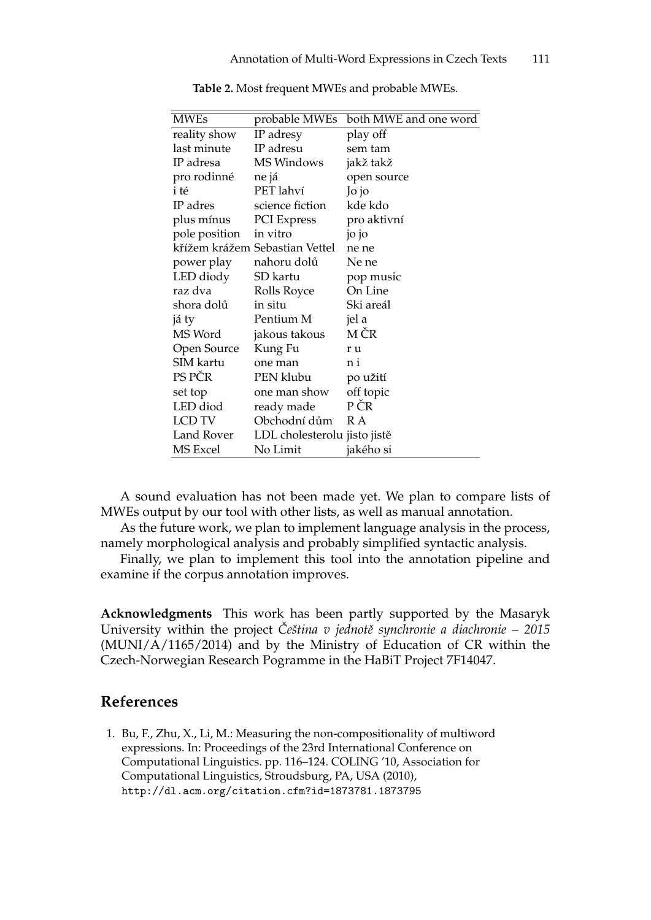**Table 2.** Most frequent MWEs and probable MWEs.

| MWEs | probable MWEs | both MWE and one word |
| --- | --- | --- |
| reality show | IP adresy | play off |
| last minute | IP adresu | sem tam |
| IP adresa | MS Windows | jakž takž |
| pro rodinné | ne já | open source |
| i té | PET lahví | Jo jo |
| IP adres | science fiction | kde kdo |
| plus mínus | PCI Express | pro aktivní |
| pole position | in vitro | jo jo |
| křížem krážem | Sebastian Vettel | ne ne |
| power play | nahoru dolů | Ne ne |
| LED diody | SD kartu | pop music |
| raz dva | Rolls Royce | On Line |
| shora dolů | in situ | Ski areál |
| já ty | Pentium M | jel a |
| MS Word | jakous takous | M ČR |
| Open Source | Kung Fu | r u |
| SIM kartu | one man | n i |
| PS PČR | PEN klubu | po užití |
| set top | one man show | off topic |
| LED diod | ready made | P ČR |
| LCD TV | Obchodní dům | R A |
| Land Rover | LDL cholesterolu | jisto jistě |
| MS Excel | No Limit | jakého si |

A sound evaluation has not been made yet. We plan to compare lists of MWEs output by our tool with other lists, as well as manual annotation.

As the future work, we plan to implement language analysis in the process, namely morphological analysis and probably simplified syntactic analysis.

Finally, we plan to implement this tool into the annotation pipeline and examine if the corpus annotation improves.

**Acknowledgments** This work has been partly supported by the Masaryk University within the project *Čeština v jednotě synchronie a diachronie – 2015* (MUNI/A/1165/2014) and by the Ministry of Education of CR within the Czech-Norwegian Research Pogramme in the HaBiT Project 7F14047.

## References

1. Bu, F., Zhu, X., Li, M.: Measuring the non-compositionality of multiword expressions. In: Proceedings of the 23rd International Conference on Computational Linguistics. pp. 116–124. COLING '10, Association for Computational Linguistics, Stroudsburg, PA, USA (2010), http://dl.acm.org/citation.cfm?id=1873781.1873795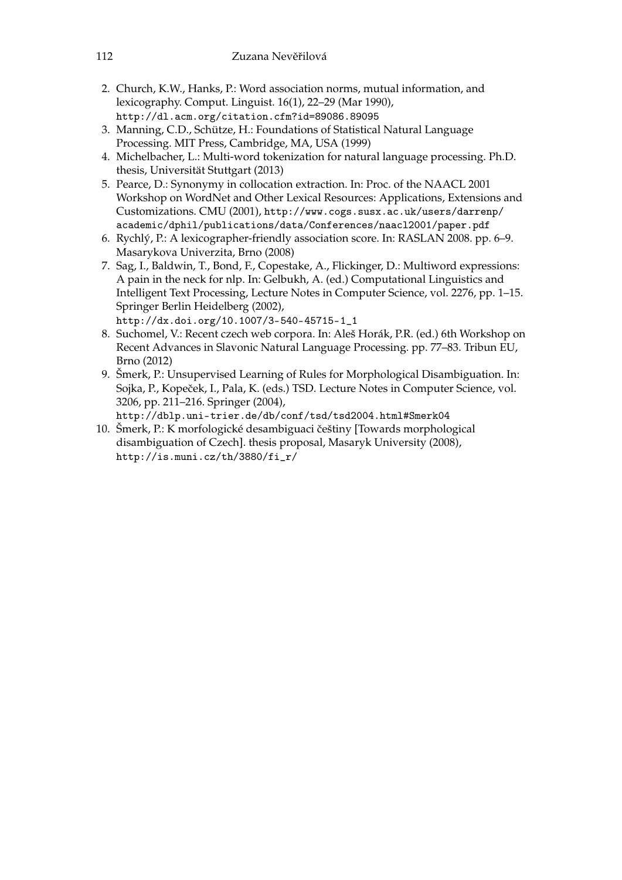2. Church, K.W., Hanks, P.: Word association norms, mutual information, and lexicography. Comput. Linguist. 16(1), 22–29 (Mar 1990), http://dl.acm.org/citation.cfm?id=89086.89095
3. Manning, C.D., Schütze, H.: Foundations of Statistical Natural Language Processing. MIT Press, Cambridge, MA, USA (1999)
4. Michelbacher, L.: Multi-word tokenization for natural language processing. Ph.D. thesis, Universität Stuttgart (2013)
5. Pearce, D.: Synonymy in collocation extraction. In: Proc. of the NAACL 2001 Workshop on WordNet and Other Lexical Resources: Applications, Extensions and Customizations. CMU (2001), http://www.cogs.susx.ac.uk/users/darrenp/academic/dphil/publications/data/Conferences/naacl2001/paper.pdf
6. Rychlý, P.: A lexicographer-friendly association score. In: RASLAN 2008. pp. 6–9. Masarykova Univerzita, Brno (2008)
7. Sag, I., Baldwin, T., Bond, F., Copestake, A., Flickinger, D.: Multiword expressions: A pain in the neck for nlp. In: Gelbukh, A. (ed.) Computational Linguistics and Intelligent Text Processing, Lecture Notes in Computer Science, vol. 2276, pp. 1–15. Springer Berlin Heidelberg (2002), http://dx.doi.org/10.1007/3-540-45715-1_1
8. Suchomel, V.: Recent czech web corpora. In: Aleš Horák, P.R. (ed.) 6th Workshop on Recent Advances in Slavonic Natural Language Processing. pp. 77–83. Tribun EU, Brno (2012)
9. Šmerk, P.: Unsupervised Learning of Rules for Morphological Disambiguation. In: Sojka, P., Kopeček, I., Pala, K. (eds.) TSD. Lecture Notes in Computer Science, vol. 3206, pp. 211–216. Springer (2004), http://dblp.uni-trier.de/db/conf/tsd/tsd2004.html#Smerk04
10. Šmerk, P.: K morfologické desambiguaci češtiny [Towards morphological disambiguation of Czech]. thesis proposal, Masaryk University (2008), http://is.muni.cz/th/3880/fi_r/